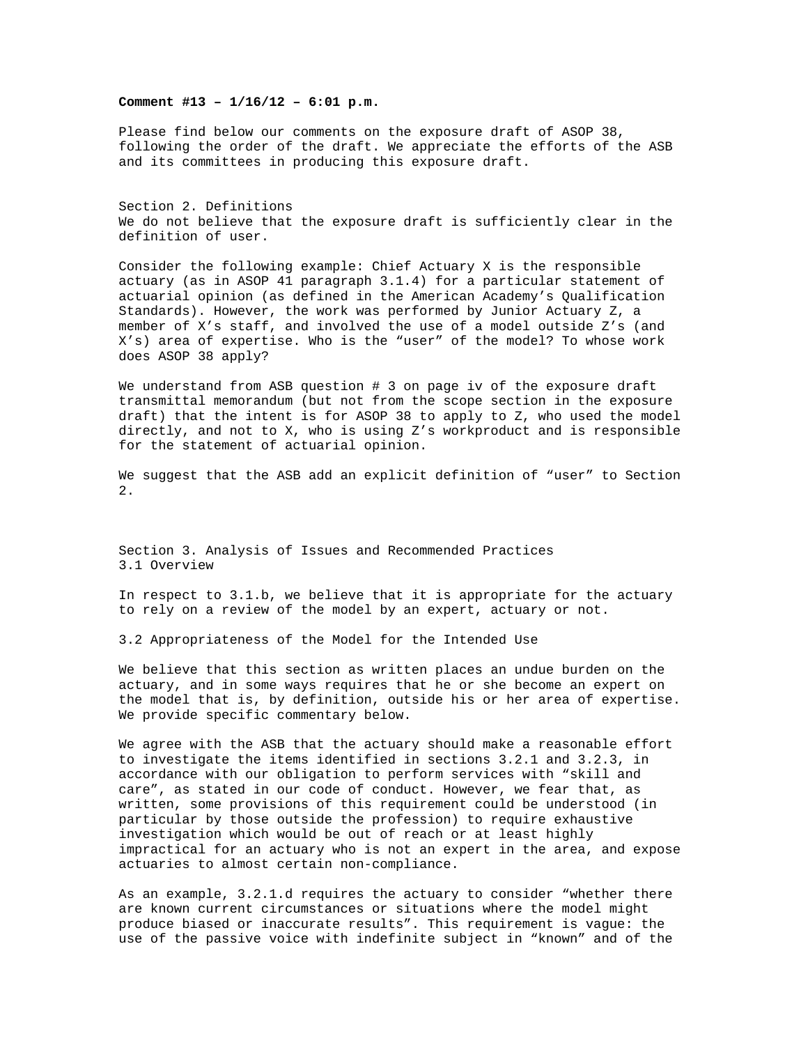**Comment #13 – 1/16/12 – 6:01 p.m.**

Please find below our comments on the exposure draft of ASOP 38, following the order of the draft. We appreciate the efforts of the ASB and its committees in producing this exposure draft.

Section 2. Definitions
We do not believe that the exposure draft is sufficiently clear in the definition of user.

Consider the following example: Chief Actuary X is the responsible actuary (as in ASOP 41 paragraph 3.1.4) for a particular statement of actuarial opinion (as defined in the American Academy's Qualification Standards). However, the work was performed by Junior Actuary Z, a member of X's staff, and involved the use of a model outside Z's (and X's) area of expertise. Who is the "user" of the model? To whose work does ASOP 38 apply?

We understand from ASB question # 3 on page iv of the exposure draft transmittal memorandum (but not from the scope section in the exposure draft) that the intent is for ASOP 38 to apply to Z, who used the model directly, and not to X, who is using Z's workproduct and is responsible for the statement of actuarial opinion.

We suggest that the ASB add an explicit definition of "user" to Section 2.

Section 3. Analysis of Issues and Recommended Practices
3.1 Overview

In respect to 3.1.b, we believe that it is appropriate for the actuary to rely on a review of the model by an expert, actuary or not.

3.2 Appropriateness of the Model for the Intended Use

We believe that this section as written places an undue burden on the actuary, and in some ways requires that he or she become an expert on the model that is, by definition, outside his or her area of expertise. We provide specific commentary below.

We agree with the ASB that the actuary should make a reasonable effort to investigate the items identified in sections 3.2.1 and 3.2.3, in accordance with our obligation to perform services with "skill and care", as stated in our code of conduct. However, we fear that, as written, some provisions of this requirement could be understood (in particular by those outside the profession) to require exhaustive investigation which would be out of reach or at least highly impractical for an actuary who is not an expert in the area, and expose actuaries to almost certain non-compliance.

As an example, 3.2.1.d requires the actuary to consider "whether there are known current circumstances or situations where the model might produce biased or inaccurate results". This requirement is vague: the use of the passive voice with indefinite subject in "known" and of the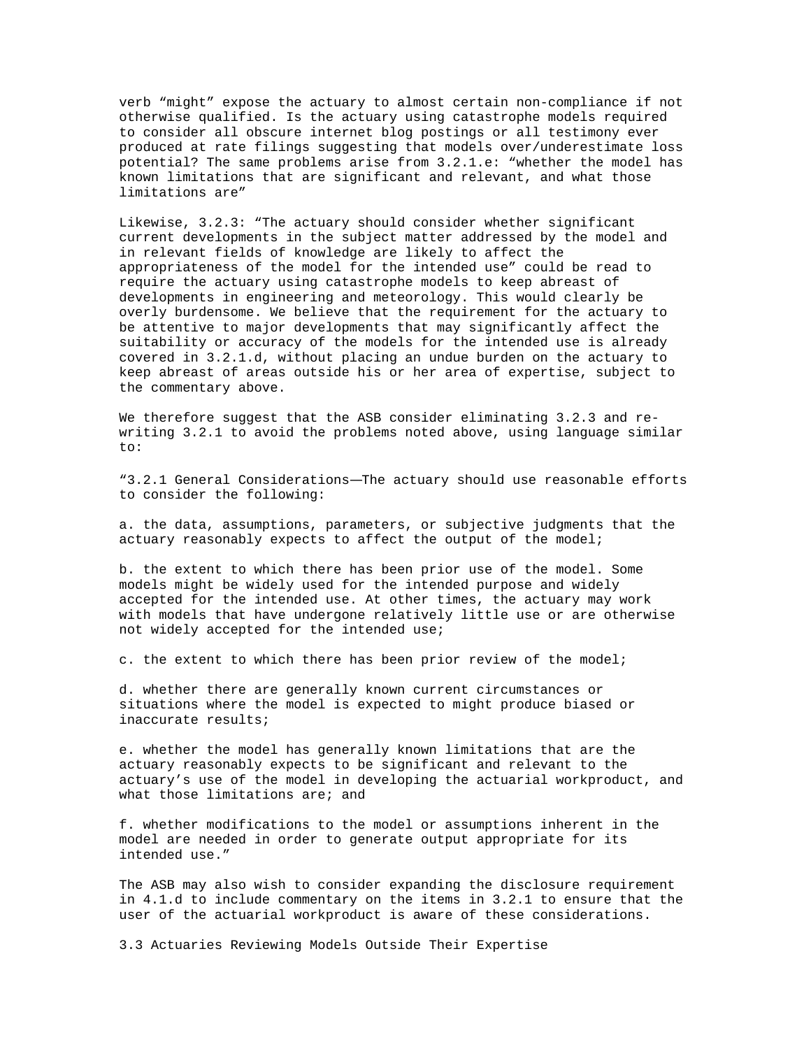verb “might” expose the actuary to almost certain non-compliance if not otherwise qualified. Is the actuary using catastrophe models required to consider all obscure internet blog postings or all testimony ever produced at rate filings suggesting that models over/underestimate loss potential? The same problems arise from 3.2.1.e: “whether the model has known limitations that are significant and relevant, and what those limitations are”

Likewise, 3.2.3: “The actuary should consider whether significant current developments in the subject matter addressed by the model and in relevant fields of knowledge are likely to affect the appropriateness of the model for the intended use” could be read to require the actuary using catastrophe models to keep abreast of developments in engineering and meteorology. This would clearly be overly burdensome. We believe that the requirement for the actuary to be attentive to major developments that may significantly affect the suitability or accuracy of the models for the intended use is already covered in 3.2.1.d, without placing an undue burden on the actuary to keep abreast of areas outside his or her area of expertise, subject to the commentary above.

We therefore suggest that the ASB consider eliminating 3.2.3 and re-writing 3.2.1 to avoid the problems noted above, using language similar to:

“3.2.1 General Considerations—The actuary should use reasonable efforts to consider the following:

a. the data, assumptions, parameters, or subjective judgments that the actuary reasonably expects to affect the output of the model;

b. the extent to which there has been prior use of the model. Some models might be widely used for the intended purpose and widely accepted for the intended use. At other times, the actuary may work with models that have undergone relatively little use or are otherwise not widely accepted for the intended use;

c. the extent to which there has been prior review of the model;

d. whether there are generally known current circumstances or situations where the model is expected to might produce biased or inaccurate results;

e. whether the model has generally known limitations that are the actuary reasonably expects to be significant and relevant to the actuary’s use of the model in developing the actuarial workproduct, and what those limitations are; and

f. whether modifications to the model or assumptions inherent in the model are needed in order to generate output appropriate for its intended use.”

The ASB may also wish to consider expanding the disclosure requirement in 4.1.d to include commentary on the items in 3.2.1 to ensure that the user of the actuarial workproduct is aware of these considerations.

3.3 Actuaries Reviewing Models Outside Their Expertise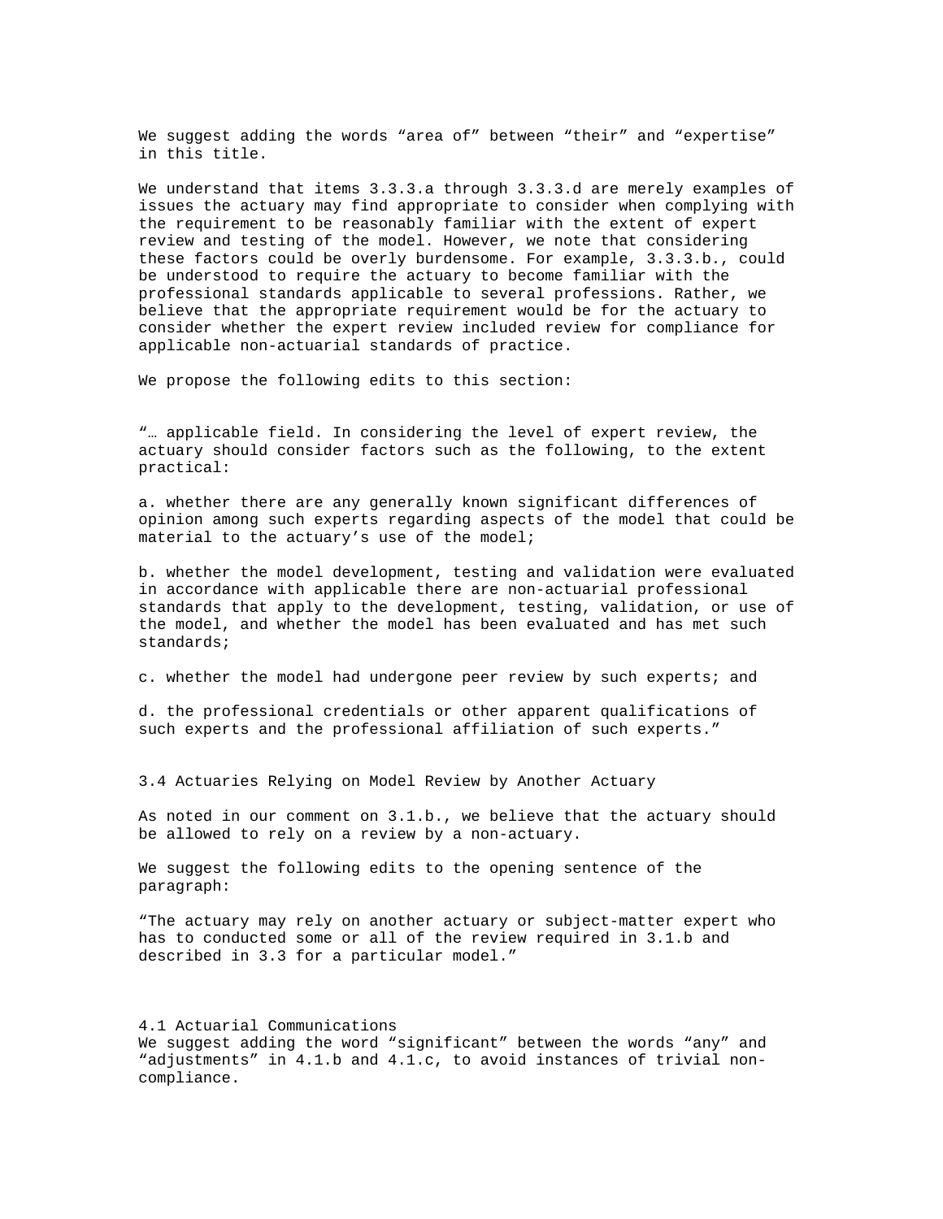We suggest adding the words “area of” between “their” and “expertise” in this title.

We understand that items 3.3.3.a through 3.3.3.d are merely examples of issues the actuary may find appropriate to consider when complying with the requirement to be reasonably familiar with the extent of expert review and testing of the model. However, we note that considering these factors could be overly burdensome. For example, 3.3.3.b., could be understood to require the actuary to become familiar with the professional standards applicable to several professions. Rather, we believe that the appropriate requirement would be for the actuary to consider whether the expert review included review for compliance for applicable non-actuarial standards of practice.

We propose the following edits to this section:

“… applicable field. In considering the level of expert review, the actuary should consider factors such as the following, to the extent practical:

a. whether there are any generally known significant differences of opinion among such experts regarding aspects of the model that could be material to the actuary’s use of the model;

b. whether the model development, testing and validation were evaluated in accordance with applicable there are non-actuarial professional standards that apply to the development, testing, validation, or use of the model, and whether the model has been evaluated and has met such standards;

c. whether the model had undergone peer review by such experts; and

d. the professional credentials or other apparent qualifications of such experts and the professional affiliation of such experts.”

3.4 Actuaries Relying on Model Review by Another Actuary

As noted in our comment on 3.1.b., we believe that the actuary should be allowed to rely on a review by a non-actuary.

We suggest the following edits to the opening sentence of the paragraph:

“The actuary may rely on another actuary or subject-matter expert who has to conducted some or all of the review required in 3.1.b and described in 3.3 for a particular model.”

4.1 Actuarial Communications

We suggest adding the word “significant” between the words “any” and “adjustments” in 4.1.b and 4.1.c, to avoid instances of trivial non-compliance.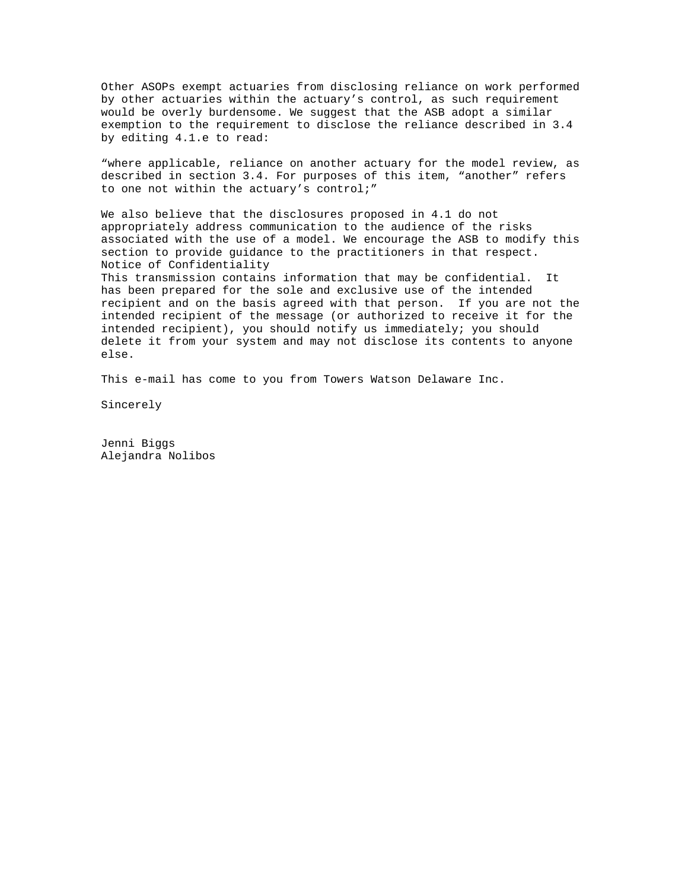Other ASOPs exempt actuaries from disclosing reliance on work performed by other actuaries within the actuary's control, as such requirement would be overly burdensome. We suggest that the ASB adopt a similar exemption to the requirement to disclose the reliance described in 3.4 by editing 4.1.e to read:

"where applicable, reliance on another actuary for the model review, as described in section 3.4. For purposes of this item, "another" refers to one not within the actuary's control;"

We also believe that the disclosures proposed in 4.1 do not appropriately address communication to the audience of the risks associated with the use of a model. We encourage the ASB to modify this section to provide guidance to the practitioners in that respect.

Notice of Confidentiality

This transmission contains information that may be confidential. It has been prepared for the sole and exclusive use of the intended recipient and on the basis agreed with that person. If you are not the intended recipient of the message (or authorized to receive it for the intended recipient), you should notify us immediately; you should delete it from your system and may not disclose its contents to anyone else.

This e-mail has come to you from Towers Watson Delaware Inc.

Sincerely

Jenni Biggs
Alejandra Nolibos